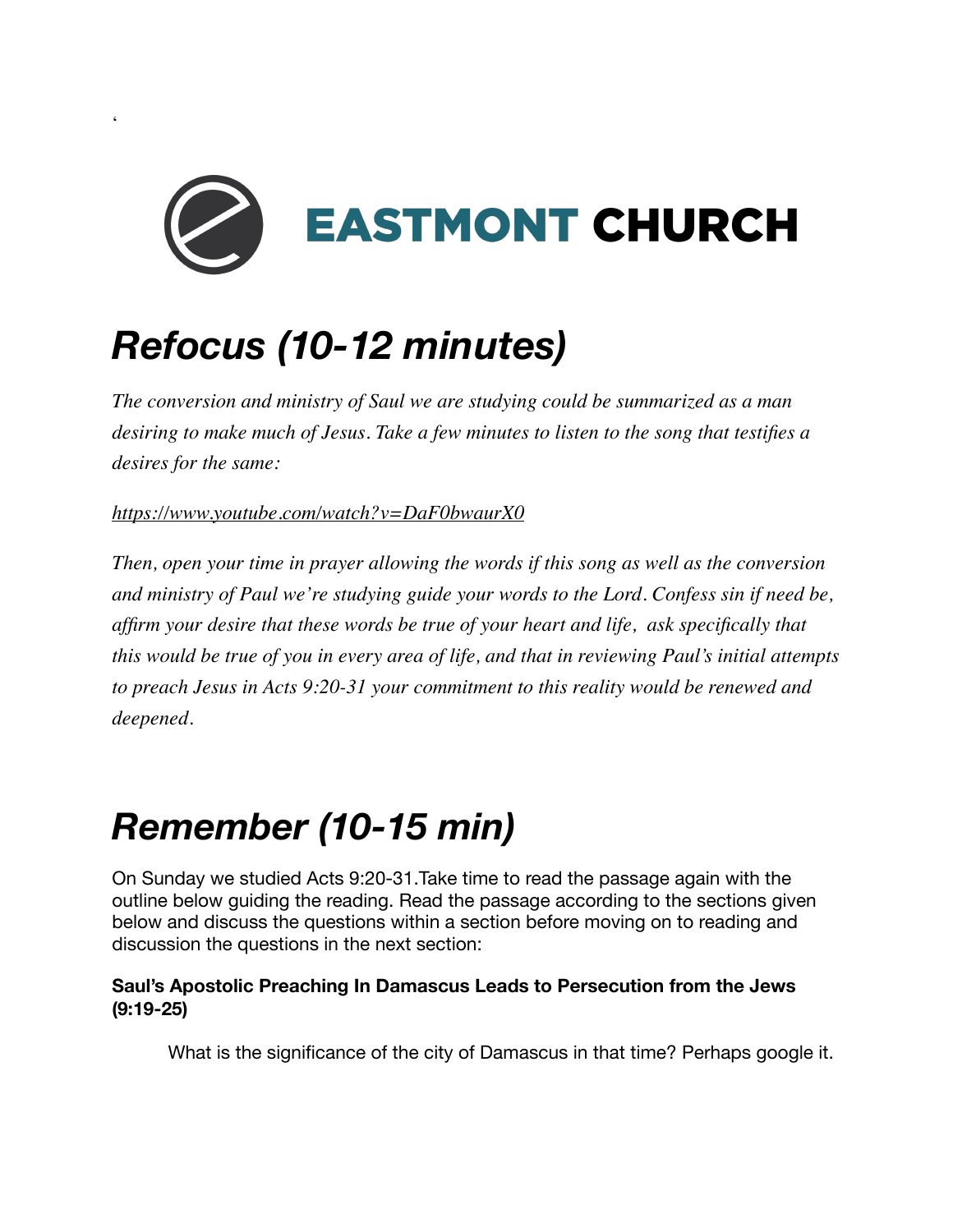# EASTMONT CHURCH

## *Refocus (10-12 minutes)*

*The conversion and ministry of Saul we are studying could be summarized as a man desiring to make much of Jesus. Take a few minutes to listen to the song that testifies a desires for the same:*

*https://www.youtube.com/watch?v=DaF0bwaurX0*

*Then, open your time in prayer allowing the words if this song as well as the conversion and ministry of Paul we're studying guide your words to the Lord. Confess sin if need be, affirm your desire that these words be true of your heart and life, ask specifically that this would be true of you in every area of life, and that in reviewing Paul's initial attempts to preach Jesus in Acts 9:20-31 your commitment to this reality would be renewed and deepened.*

## *Remember (10-15 min)*

On Sunday we studied Acts 9:20-31.Take time to read the passage again with the outline below guiding the reading. Read the passage according to the sections given below and discuss the questions within a section before moving on to reading and discussion the questions in the next section:

**Saul's Apostolic Preaching In Damascus Leads to Persecution from the Jews (9:19-25)**

What is the significance of the city of Damascus in that time? Perhaps google it.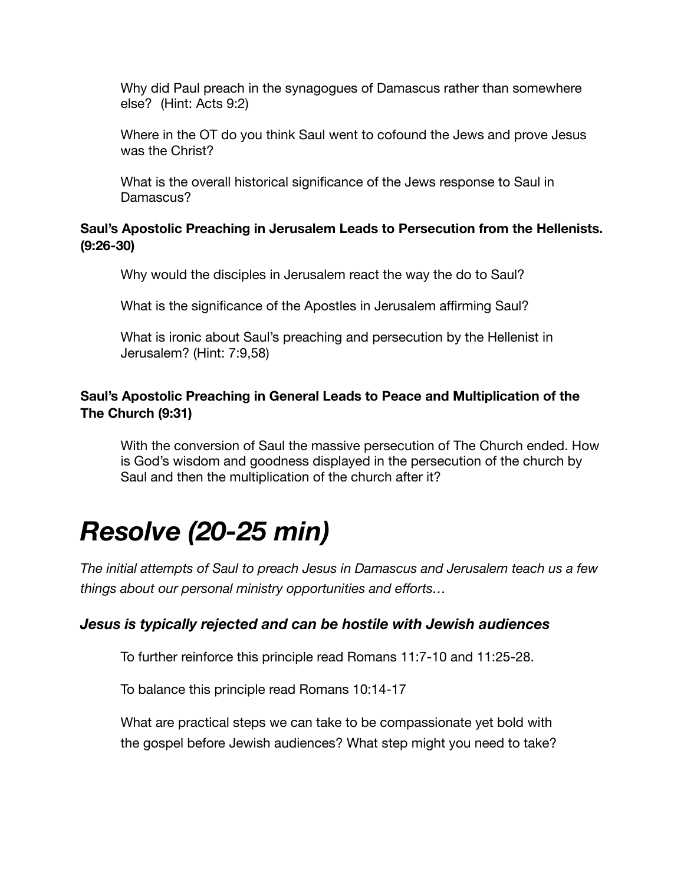Why did Paul preach in the synagogues of Damascus rather than somewhere else? (Hint: Acts 9:2)

Where in the OT do you think Saul went to cofound the Jews and prove Jesus was the Christ?

What is the overall historical significance of the Jews response to Saul in Damascus?

**Saul's Apostolic Preaching in Jerusalem Leads to Persecution from the Hellenists. (9:26-30)**

Why would the disciples in Jerusalem react the way the do to Saul?

What is the significance of the Apostles in Jerusalem affirming Saul?

What is ironic about Saul's preaching and persecution by the Hellenist in Jerusalem? (Hint: 7:9,58)

**Saul's Apostolic Preaching in General Leads to Peace and Multiplication of the The Church (9:31)**

With the conversion of Saul the massive persecution of The Church ended. How is God's wisdom and goodness displayed in the persecution of the church by Saul and then the multiplication of the church after it?

# *Resolve (20-25 min)*

*The initial attempts of Saul to preach Jesus in Damascus and Jerusalem teach us a few things about our personal ministry opportunities and efforts…*

### *Jesus is typically rejected and can be hostile with Jewish audiences*

To further reinforce this principle read Romans 11:7-10 and 11:25-28.

To balance this principle read Romans 10:14-17

What are practical steps we can take to be compassionate yet bold with the gospel before Jewish audiences? What step might you need to take?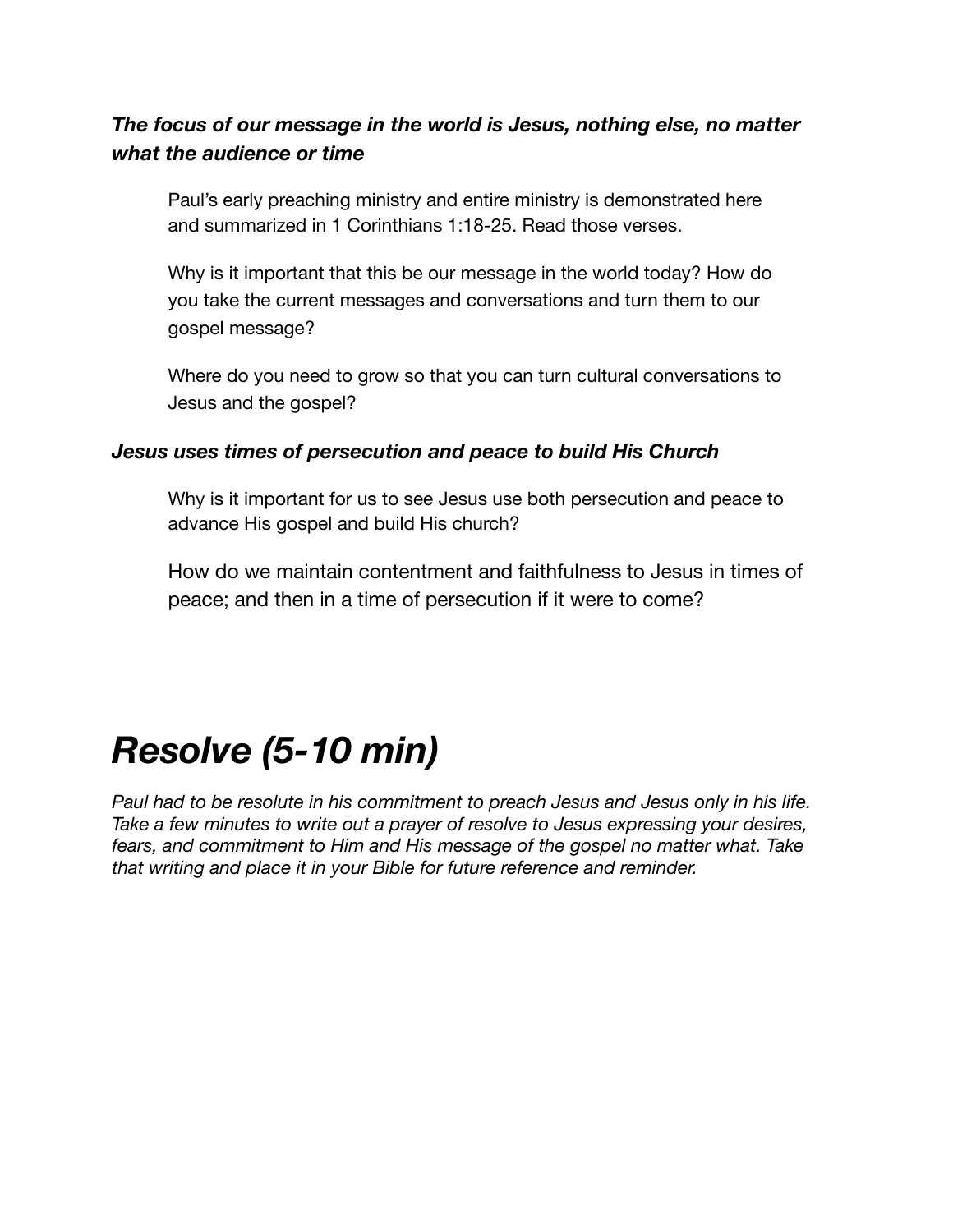***The focus of our message in the world is Jesus, nothing else, no matter what the audience or time***

Paul's early preaching ministry and entire ministry is demonstrated here and summarized in 1 Corinthians 1:18-25. Read those verses.

Why is it important that this be our message in the world today? How do you take the current messages and conversations and turn them to our gospel message?

Where do you need to grow so that you can turn cultural conversations to Jesus and the gospel?

***Jesus uses times of persecution and peace to build His Church***

Why is it important for us to see Jesus use both persecution and peace to advance His gospel and build His church?

How do we maintain contentment and faithfulness to Jesus in times of peace; and then in a time of persecution if it were to come?

# *Resolve (5-10 min)*

*Paul had to be resolute in his commitment to preach Jesus and Jesus only in his life. Take a few minutes to write out a prayer of resolve to Jesus expressing your desires, fears, and commitment to Him and His message of the gospel no matter what. Take that writing and place it in your Bible for future reference and reminder.*